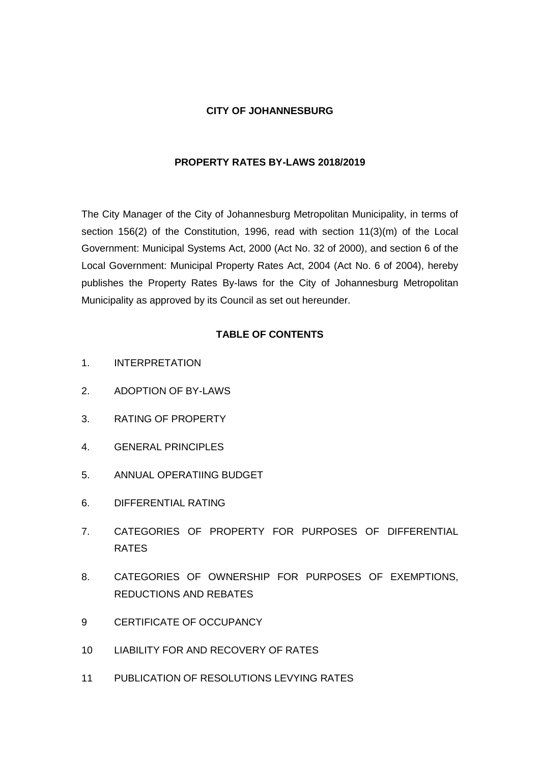# CITY OF JOHANNESBURG

## PROPERTY RATES BY-LAWS 2018/2019

The City Manager of the City of Johannesburg Metropolitan Municipality, in terms of section 156(2) of the Constitution, 1996, read with section 11(3)(m) of the Local Government: Municipal Systems Act, 2000 (Act No. 32 of 2000), and section 6 of the Local Government: Municipal Property Rates Act, 2004 (Act No. 6 of 2004), hereby publishes the Property Rates By-laws for the City of Johannesburg Metropolitan Municipality as approved by its Council as set out hereunder.

## TABLE OF CONTENTS

1. INTERPRETATION
2. ADOPTION OF BY-LAWS
3. RATING OF PROPERTY
4. GENERAL PRINCIPLES
5. ANNUAL OPERATIING BUDGET
6. DIFFERENTIAL RATING
7. CATEGORIES OF PROPERTY FOR PURPOSES OF DIFFERENTIAL RATES
8. CATEGORIES OF OWNERSHIP FOR PURPOSES OF EXEMPTIONS, REDUCTIONS AND REBATES

9 CERTIFICATE OF OCCUPANCY

10 LIABILITY FOR AND RECOVERY OF RATES

11 PUBLICATION OF RESOLUTIONS LEVYING RATES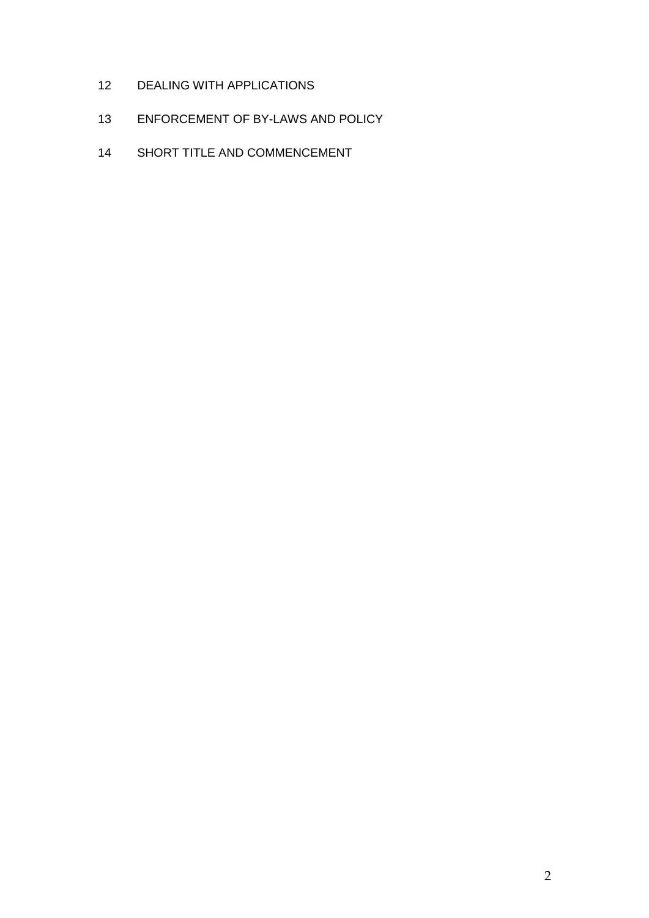12 DEALING WITH APPLICATIONS

13 ENFORCEMENT OF BY-LAWS AND POLICY

14 SHORT TITLE AND COMMENCEMENT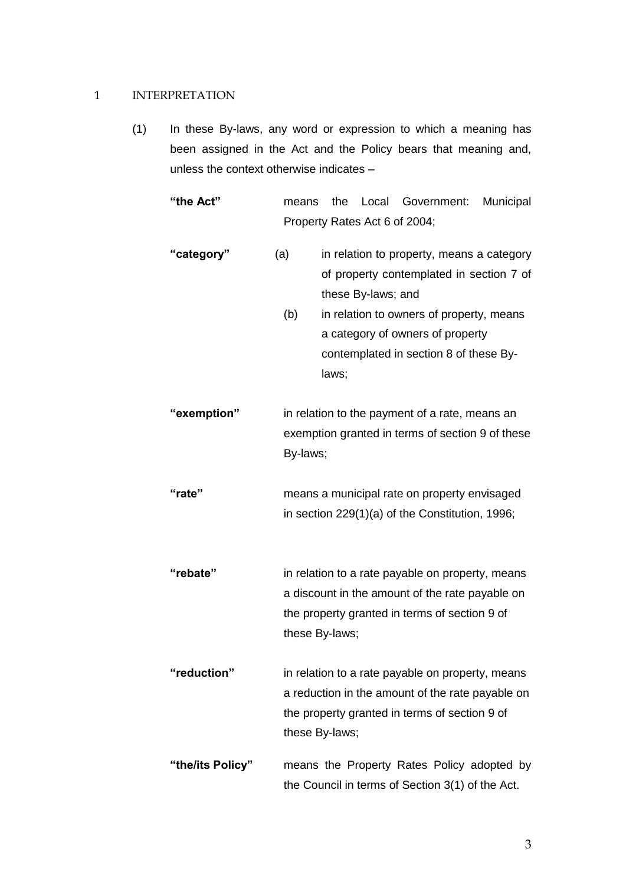# 1 INTERPRETATION

(1) In these By-laws, any word or expression to which a meaning has been assigned in the Act and the Policy bears that meaning and, unless the context otherwise indicates –

**"the Act"** means the Local Government: Municipal Property Rates Act 6 of 2004;

**"category"**
- (a) in relation to property, means a category of property contemplated in section 7 of these By-laws; and
- (b) in relation to owners of property, means a category of owners of property contemplated in section 8 of these By-laws;

**"exemption"** in relation to the payment of a rate, means an exemption granted in terms of section 9 of these By-laws;

**"rate"** means a municipal rate on property envisaged in section 229(1)(a) of the Constitution, 1996;

**"rebate"** in relation to a rate payable on property, means a discount in the amount of the rate payable on the property granted in terms of section 9 of these By-laws;

**"reduction"** in relation to a rate payable on property, means a reduction in the amount of the rate payable on the property granted in terms of section 9 of these By-laws;

**"the/its Policy"** means the Property Rates Policy adopted by the Council in terms of Section 3(1) of the Act.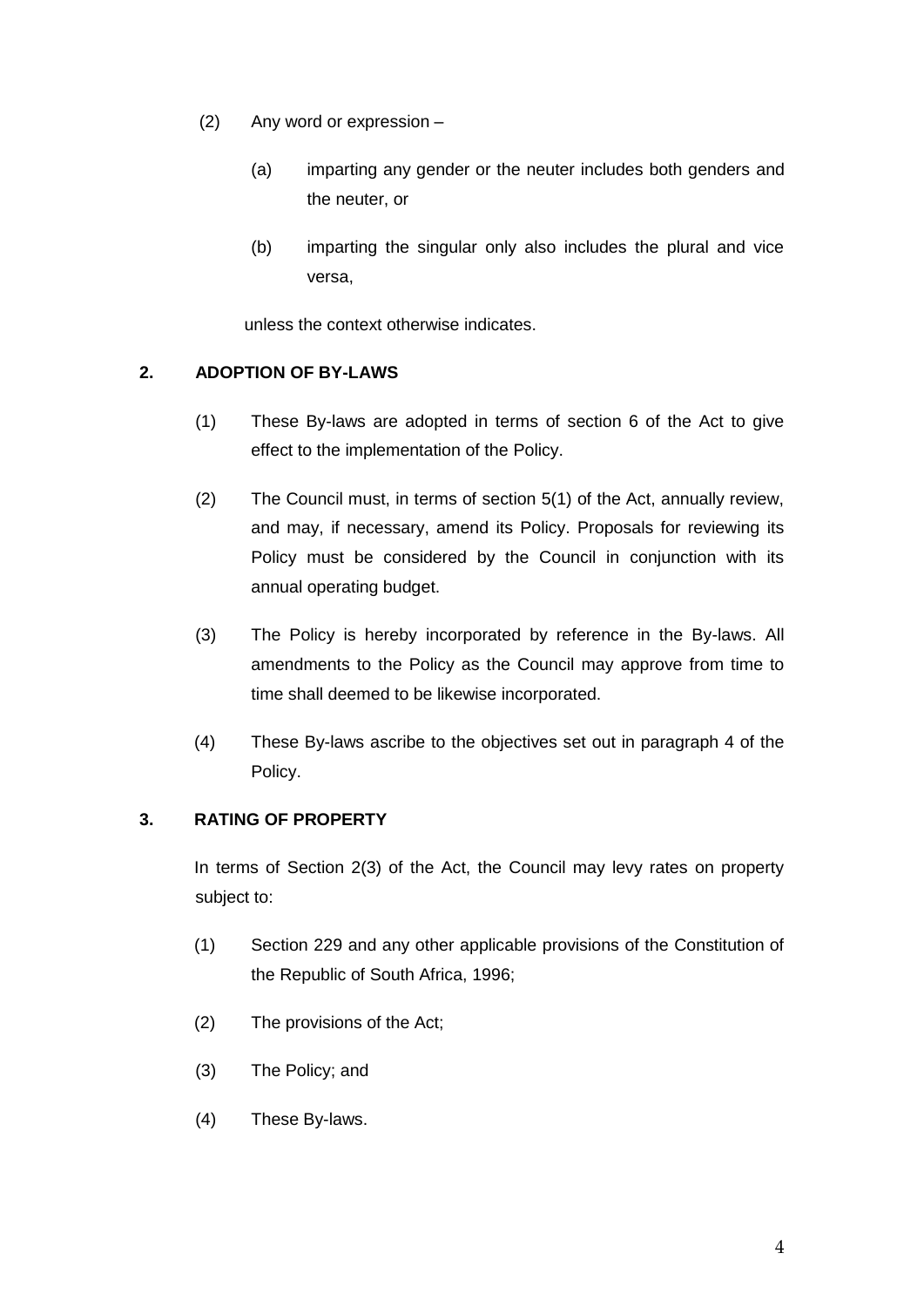(2) Any word or expression –

  (a) imparting any gender or the neuter includes both genders and the neuter, or

  (b) imparting the singular only also includes the plural and vice versa,

unless the context otherwise indicates.

## 2. ADOPTION OF BY-LAWS

(1) These By-laws are adopted in terms of section 6 of the Act to give effect to the implementation of the Policy.

(2) The Council must, in terms of section 5(1) of the Act, annually review, and may, if necessary, amend its Policy. Proposals for reviewing its Policy must be considered by the Council in conjunction with its annual operating budget.

(3) The Policy is hereby incorporated by reference in the By-laws. All amendments to the Policy as the Council may approve from time to time shall deemed to be likewise incorporated.

(4) These By-laws ascribe to the objectives set out in paragraph 4 of the Policy.

## 3. RATING OF PROPERTY

In terms of Section 2(3) of the Act, the Council may levy rates on property subject to:

(1) Section 229 and any other applicable provisions of the Constitution of the Republic of South Africa, 1996;

(2) The provisions of the Act;

(3) The Policy; and

(4) These By-laws.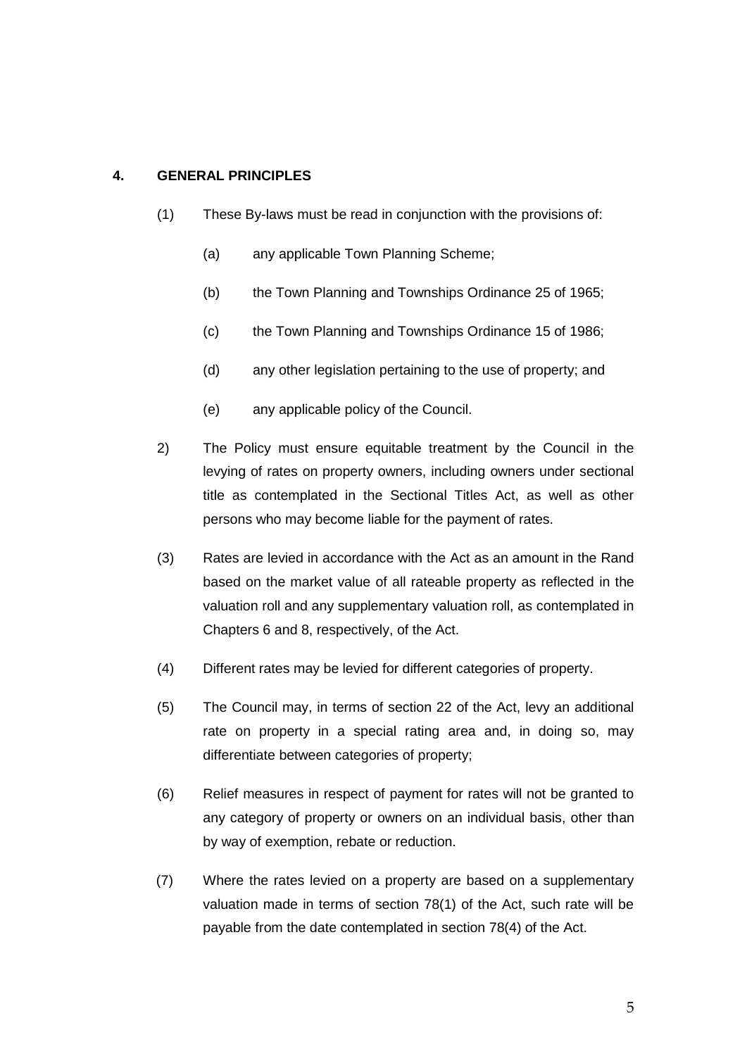## 4. GENERAL PRINCIPLES

(1) These By-laws must be read in conjunction with the provisions of:

(a) any applicable Town Planning Scheme;

(b) the Town Planning and Townships Ordinance 25 of 1965;

(c) the Town Planning and Townships Ordinance 15 of 1986;

(d) any other legislation pertaining to the use of property; and

(e) any applicable policy of the Council.

2) The Policy must ensure equitable treatment by the Council in the levying of rates on property owners, including owners under sectional title as contemplated in the Sectional Titles Act, as well as other persons who may become liable for the payment of rates.

(3) Rates are levied in accordance with the Act as an amount in the Rand based on the market value of all rateable property as reflected in the valuation roll and any supplementary valuation roll, as contemplated in Chapters 6 and 8, respectively, of the Act.

(4) Different rates may be levied for different categories of property.

(5) The Council may, in terms of section 22 of the Act, levy an additional rate on property in a special rating area and, in doing so, may differentiate between categories of property;

(6) Relief measures in respect of payment for rates will not be granted to any category of property or owners on an individual basis, other than by way of exemption, rebate or reduction.

(7) Where the rates levied on a property are based on a supplementary valuation made in terms of section 78(1) of the Act, such rate will be payable from the date contemplated in section 78(4) of the Act.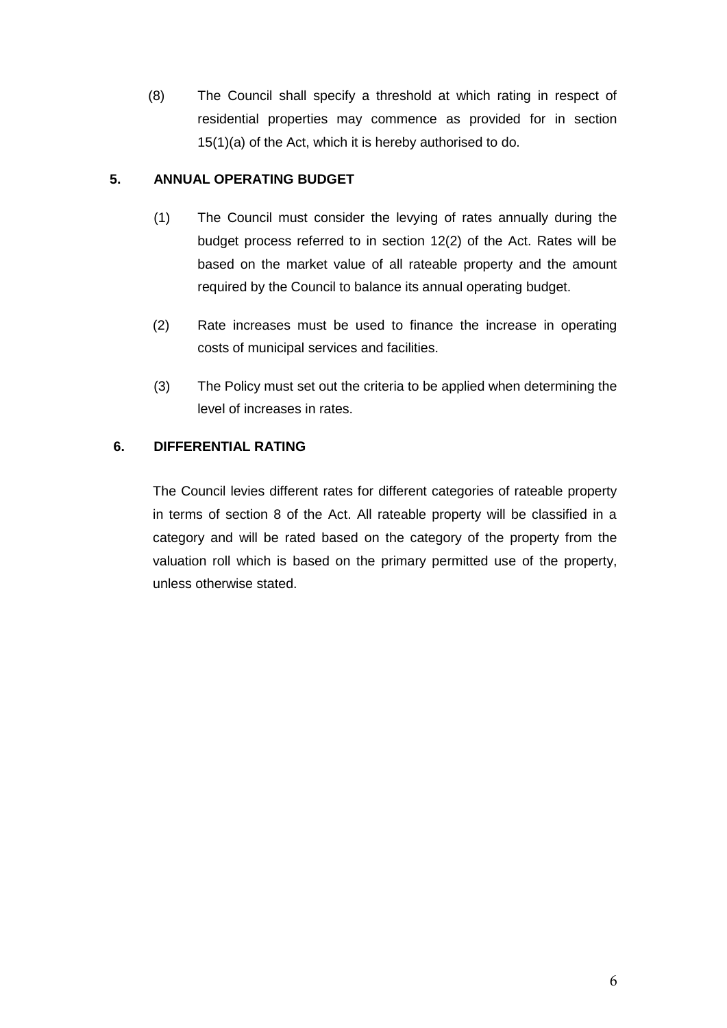(8) The Council shall specify a threshold at which rating in respect of residential properties may commence as provided for in section 15(1)(a) of the Act, which it is hereby authorised to do.

## 5. ANNUAL OPERATING BUDGET

(1) The Council must consider the levying of rates annually during the budget process referred to in section 12(2) of the Act. Rates will be based on the market value of all rateable property and the amount required by the Council to balance its annual operating budget.

(2) Rate increases must be used to finance the increase in operating costs of municipal services and facilities.

(3) The Policy must set out the criteria to be applied when determining the level of increases in rates.

## 6. DIFFERENTIAL RATING

The Council levies different rates for different categories of rateable property in terms of section 8 of the Act. All rateable property will be classified in a category and will be rated based on the category of the property from the valuation roll which is based on the primary permitted use of the property, unless otherwise stated.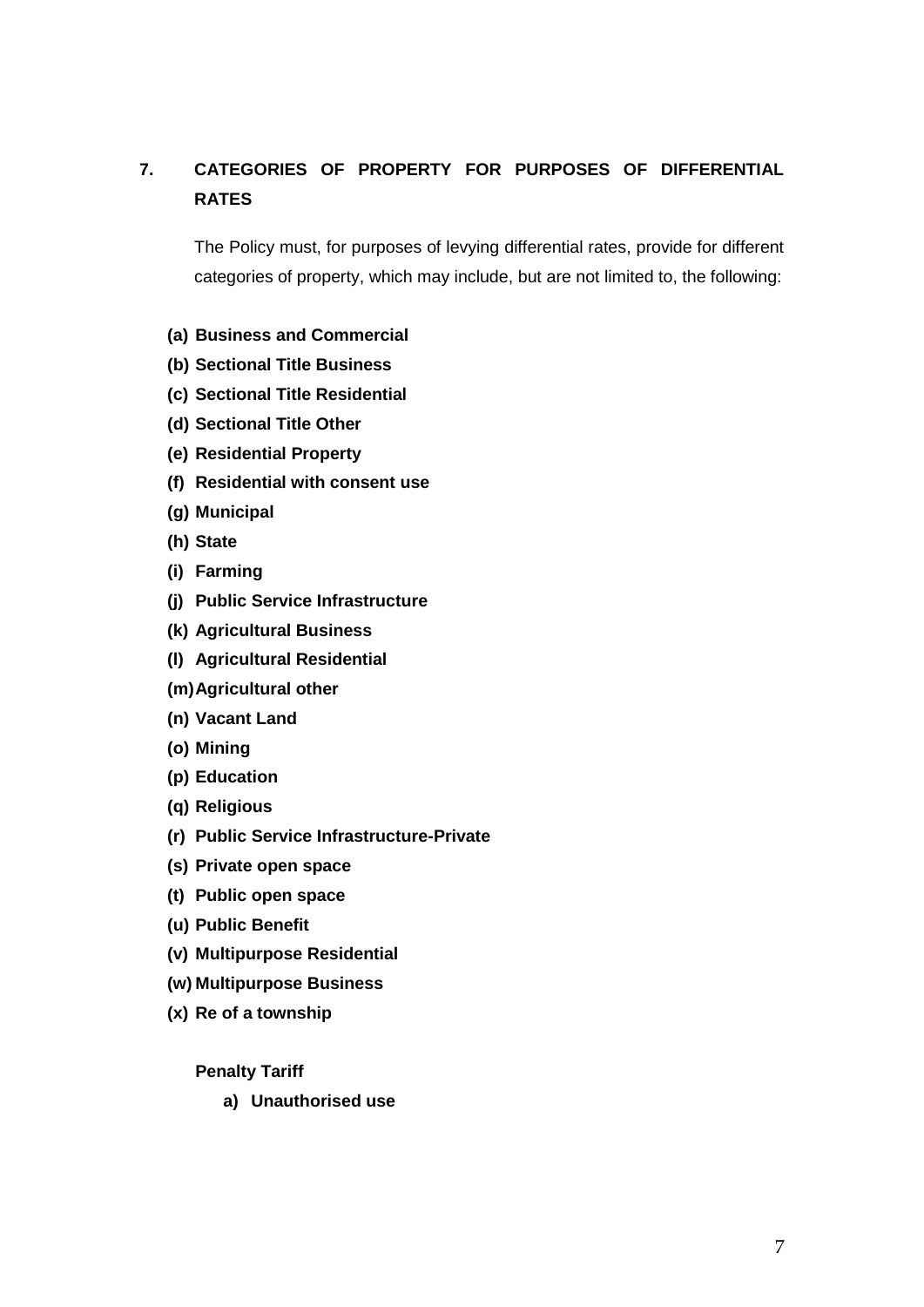## 7. CATEGORIES OF PROPERTY FOR PURPOSES OF DIFFERENTIAL RATES

The Policy must, for purposes of levying differential rates, provide for different categories of property, which may include, but are not limited to, the following:

**(a) Business and Commercial**
**(b) Sectional Title Business**
**(c) Sectional Title Residential**
**(d) Sectional Title Other**
**(e) Residential Property**
**(f) Residential with consent use**
**(g) Municipal**
**(h) State**
**(i) Farming**
**(j) Public Service Infrastructure**
**(k) Agricultural Business**
**(l) Agricultural Residential**
**(m) Agricultural other**
**(n) Vacant Land**
**(o) Mining**
**(p) Education**
**(q) Religious**
**(r) Public Service Infrastructure-Private**
**(s) Private open space**
**(t) Public open space**
**(u) Public Benefit**
**(v) Multipurpose Residential**
**(w) Multipurpose Business**
**(x) Re of a township**

**Penalty Tariff**

**a) Unauthorised use**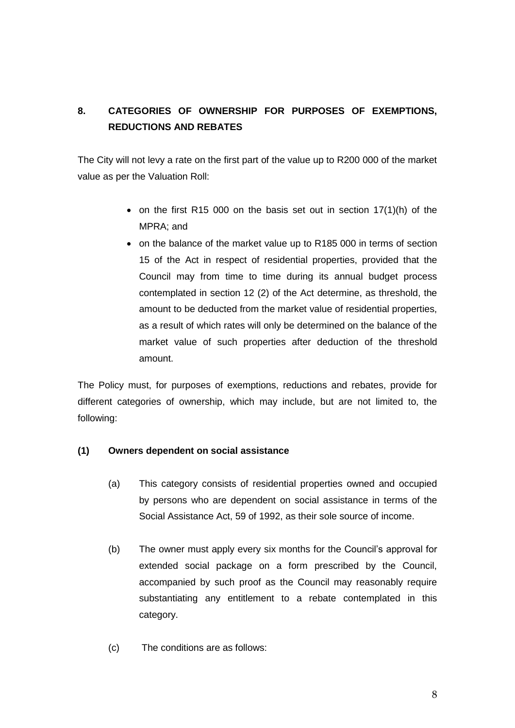## 8. CATEGORIES OF OWNERSHIP FOR PURPOSES OF EXEMPTIONS, REDUCTIONS AND REBATES

The City will not levy a rate on the first part of the value up to R200 000 of the market value as per the Valuation Roll:

- on the first R15 000 on the basis set out in section 17(1)(h) of the MPRA; and
- on the balance of the market value up to R185 000 in terms of section 15 of the Act in respect of residential properties, provided that the Council may from time to time during its annual budget process contemplated in section 12 (2) of the Act determine, as threshold, the amount to be deducted from the market value of residential properties, as a result of which rates will only be determined on the balance of the market value of such properties after deduction of the threshold amount.

The Policy must, for purposes of exemptions, reductions and rebates, provide for different categories of ownership, which may include, but are not limited to, the following:

### (1) Owners dependent on social assistance

(a) This category consists of residential properties owned and occupied by persons who are dependent on social assistance in terms of the Social Assistance Act, 59 of 1992, as their sole source of income.

(b) The owner must apply every six months for the Council's approval for extended social package on a form prescribed by the Council, accompanied by such proof as the Council may reasonably require substantiating any entitlement to a rebate contemplated in this category.

(c) The conditions are as follows: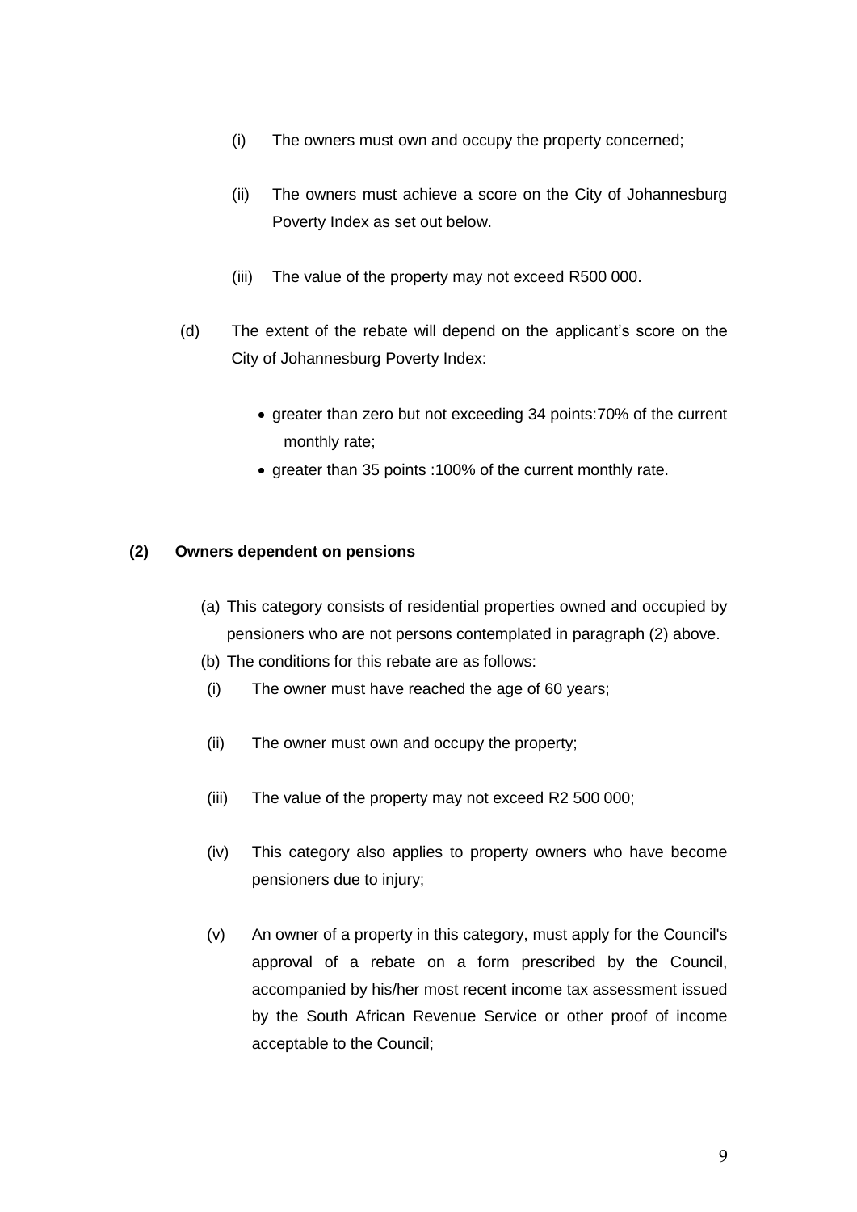(i) The owners must own and occupy the property concerned;

(ii) The owners must achieve a score on the City of Johannesburg Poverty Index as set out below.

(iii) The value of the property may not exceed R500 000.

(d) The extent of the rebate will depend on the applicant's score on the City of Johannesburg Poverty Index:

- greater than zero but not exceeding 34 points:70% of the current monthly rate;
- greater than 35 points :100% of the current monthly rate.

**(2) Owners dependent on pensions**

(a) This category consists of residential properties owned and occupied by pensioners who are not persons contemplated in paragraph (2) above.

(b) The conditions for this rebate are as follows:

(i) The owner must have reached the age of 60 years;

(ii) The owner must own and occupy the property;

(iii) The value of the property may not exceed R2 500 000;

(iv) This category also applies to property owners who have become pensioners due to injury;

(v) An owner of a property in this category, must apply for the Council's approval of a rebate on a form prescribed by the Council, accompanied by his/her most recent income tax assessment issued by the South African Revenue Service or other proof of income acceptable to the Council;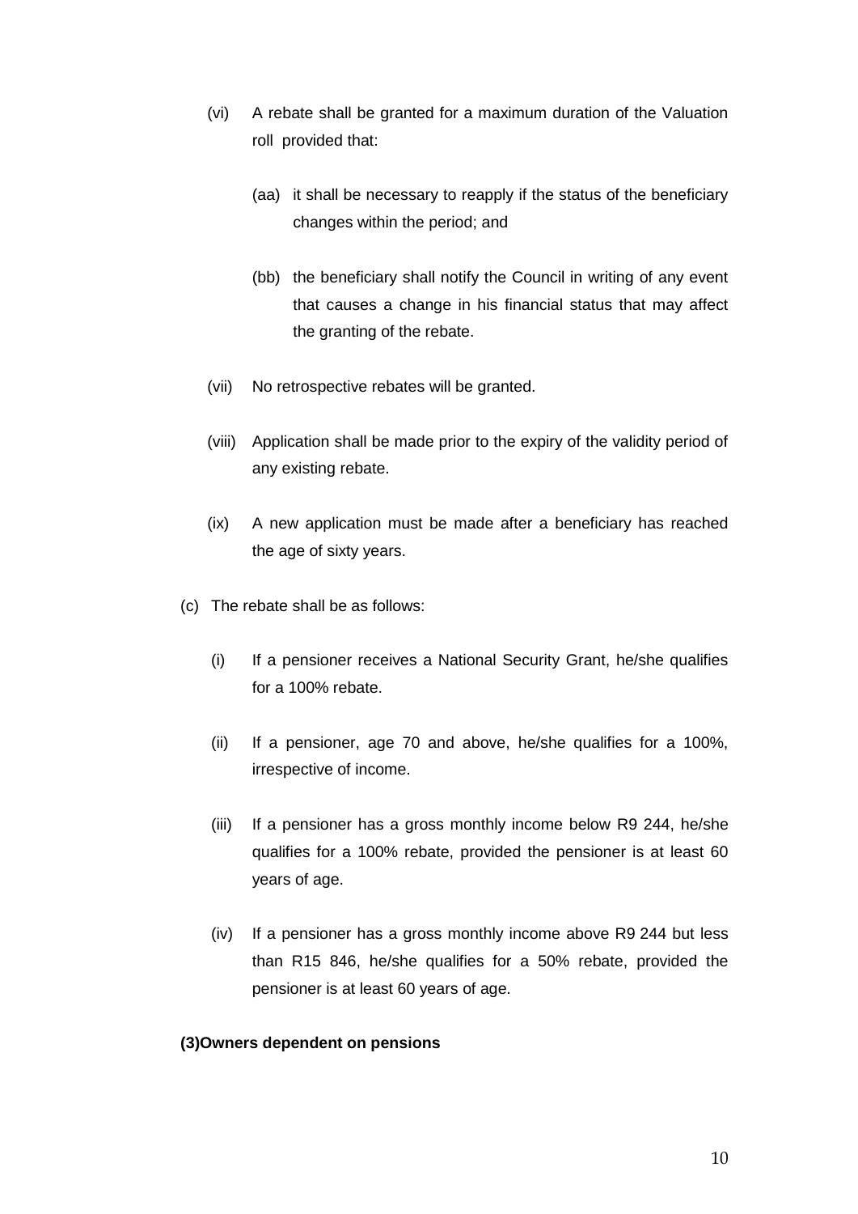(vi) A rebate shall be granted for a maximum duration of the Valuation roll provided that:

(aa) it shall be necessary to reapply if the status of the beneficiary changes within the period; and

(bb) the beneficiary shall notify the Council in writing of any event that causes a change in his financial status that may affect the granting of the rebate.

(vii) No retrospective rebates will be granted.

(viii) Application shall be made prior to the expiry of the validity period of any existing rebate.

(ix) A new application must be made after a beneficiary has reached the age of sixty years.

(c) The rebate shall be as follows:

(i) If a pensioner receives a National Security Grant, he/she qualifies for a 100% rebate.

(ii) If a pensioner, age 70 and above, he/she qualifies for a 100%, irrespective of income.

(iii) If a pensioner has a gross monthly income below R9 244, he/she qualifies for a 100% rebate, provided the pensioner is at least 60 years of age.

(iv) If a pensioner has a gross monthly income above R9 244 but less than R15 846, he/she qualifies for a 50% rebate, provided the pensioner is at least 60 years of age.

**(3)Owners dependent on pensions**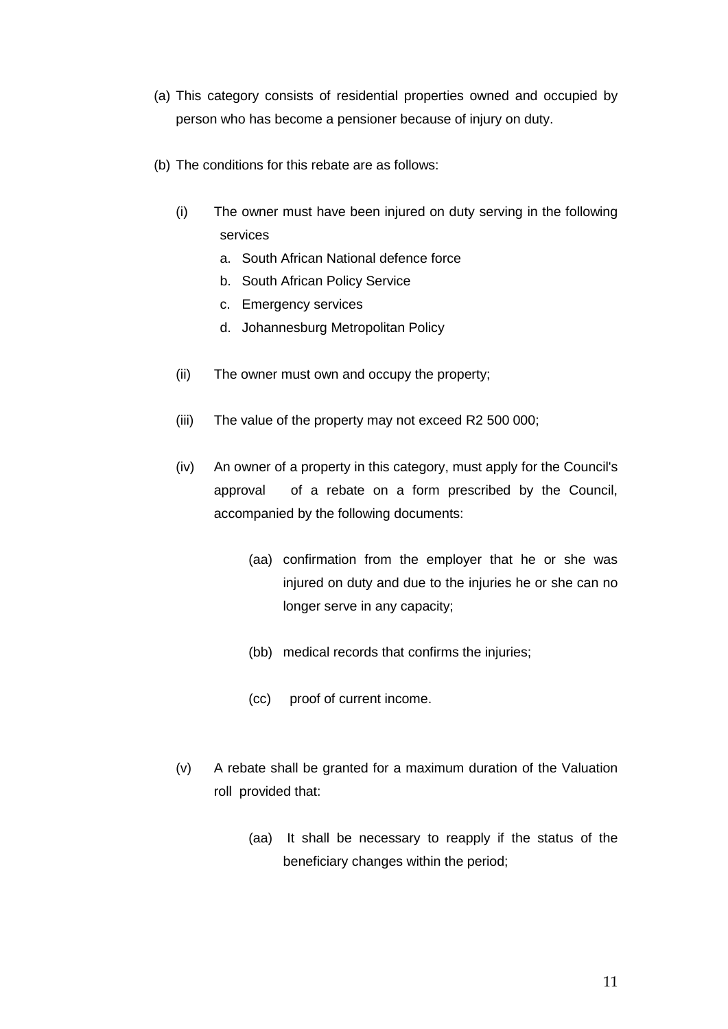(a) This category consists of residential properties owned and occupied by person who has become a pensioner because of injury on duty.

(b) The conditions for this rebate are as follows:

   (i) The owner must have been injured on duty serving in the following services

      a. South African National defence force
      b. South African Policy Service
      c. Emergency services
      d. Johannesburg Metropolitan Policy

   (ii) The owner must own and occupy the property;

   (iii) The value of the property may not exceed R2 500 000;

   (iv) An owner of a property in this category, must apply for the Council's approval of a rebate on a form prescribed by the Council, accompanied by the following documents:

      (aa) confirmation from the employer that he or she was injured on duty and due to the injuries he or she can no longer serve in any capacity;

      (bb) medical records that confirms the injuries;

      (cc) proof of current income.

   (v) A rebate shall be granted for a maximum duration of the Valuation roll provided that:

      (aa) It shall be necessary to reapply if the status of the beneficiary changes within the period;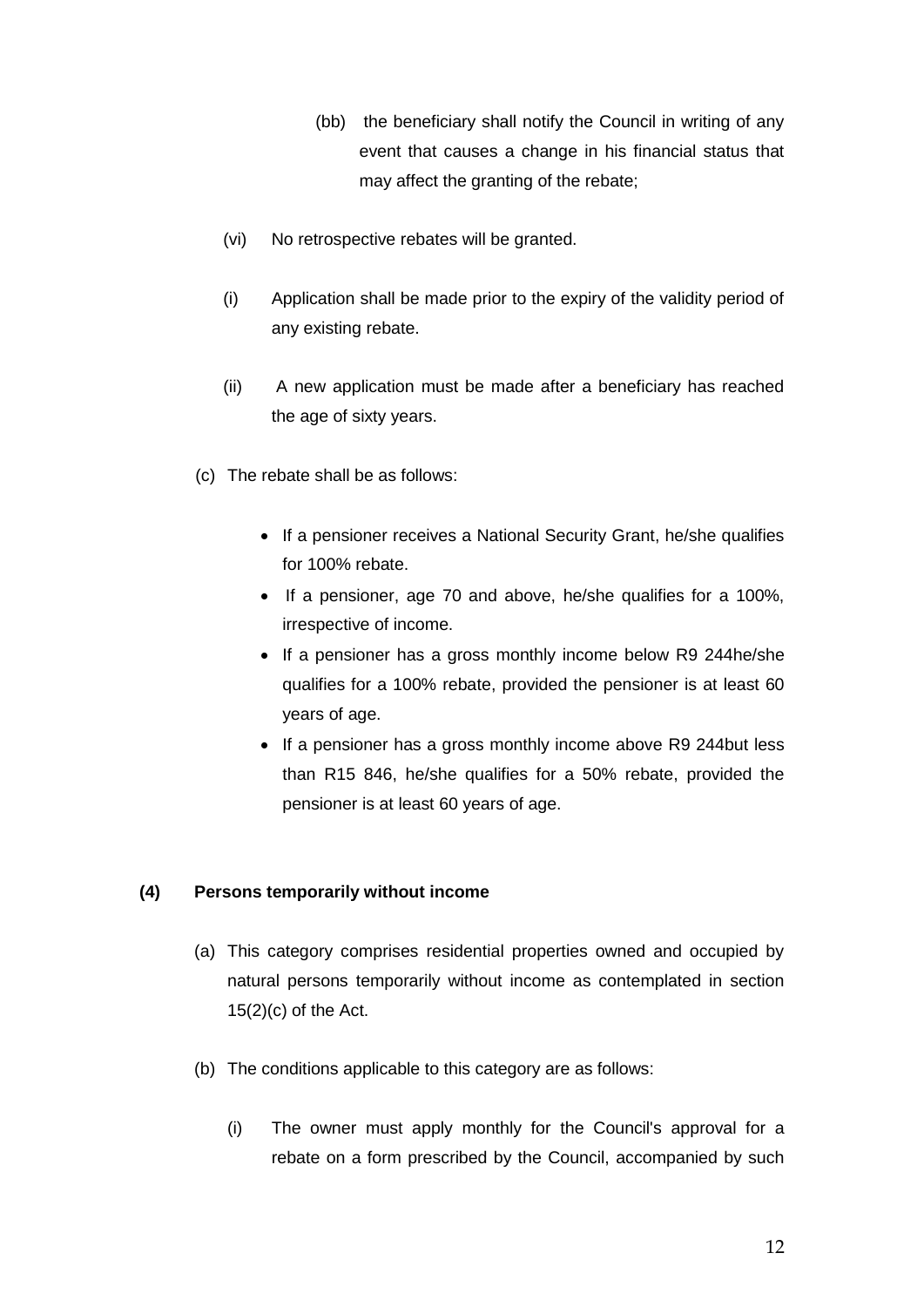(bb) the beneficiary shall notify the Council in writing of any event that causes a change in his financial status that may affect the granting of the rebate;

(vi) No retrospective rebates will be granted.

(i) Application shall be made prior to the expiry of the validity period of any existing rebate.

(ii) A new application must be made after a beneficiary has reached the age of sixty years.

(c) The rebate shall be as follows:

- If a pensioner receives a National Security Grant, he/she qualifies for 100% rebate.
- If a pensioner, age 70 and above, he/she qualifies for a 100%, irrespective of income.
- If a pensioner has a gross monthly income below R9 244he/she qualifies for a 100% rebate, provided the pensioner is at least 60 years of age.
- If a pensioner has a gross monthly income above R9 244but less than R15 846, he/she qualifies for a 50% rebate, provided the pensioner is at least 60 years of age.

**(4) Persons temporarily without income**

(a) This category comprises residential properties owned and occupied by natural persons temporarily without income as contemplated in section 15(2)(c) of the Act.

(b) The conditions applicable to this category are as follows:

(i) The owner must apply monthly for the Council's approval for a rebate on a form prescribed by the Council, accompanied by such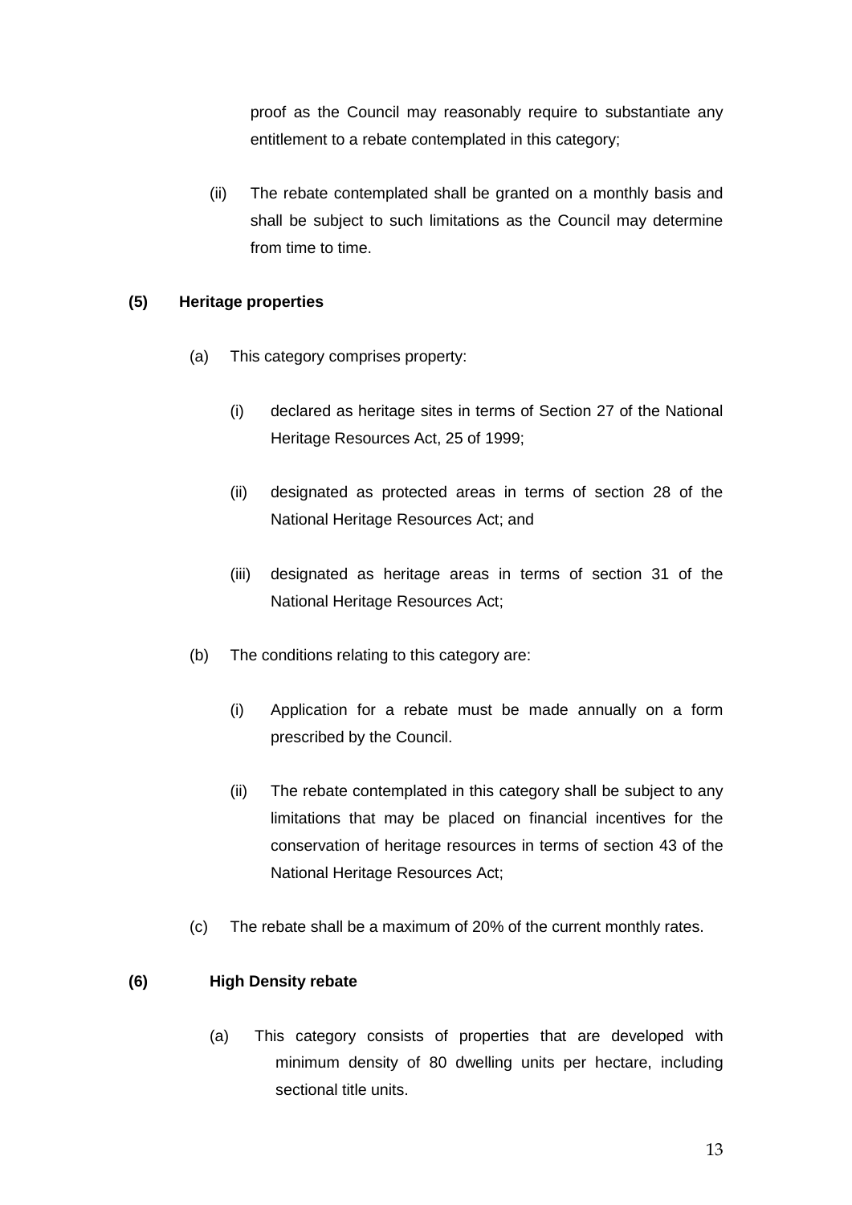proof as the Council may reasonably require to substantiate any entitlement to a rebate contemplated in this category;

(ii) The rebate contemplated shall be granted on a monthly basis and shall be subject to such limitations as the Council may determine from time to time.

**(5) Heritage properties**

(a) This category comprises property:

(i) declared as heritage sites in terms of Section 27 of the National Heritage Resources Act, 25 of 1999;

(ii) designated as protected areas in terms of section 28 of the National Heritage Resources Act; and

(iii) designated as heritage areas in terms of section 31 of the National Heritage Resources Act;

(b) The conditions relating to this category are:

(i) Application for a rebate must be made annually on a form prescribed by the Council.

(ii) The rebate contemplated in this category shall be subject to any limitations that may be placed on financial incentives for the conservation of heritage resources in terms of section 43 of the National Heritage Resources Act;

(c) The rebate shall be a maximum of 20% of the current monthly rates.

**(6) High Density rebate**

(a) This category consists of properties that are developed with minimum density of 80 dwelling units per hectare, including sectional title units.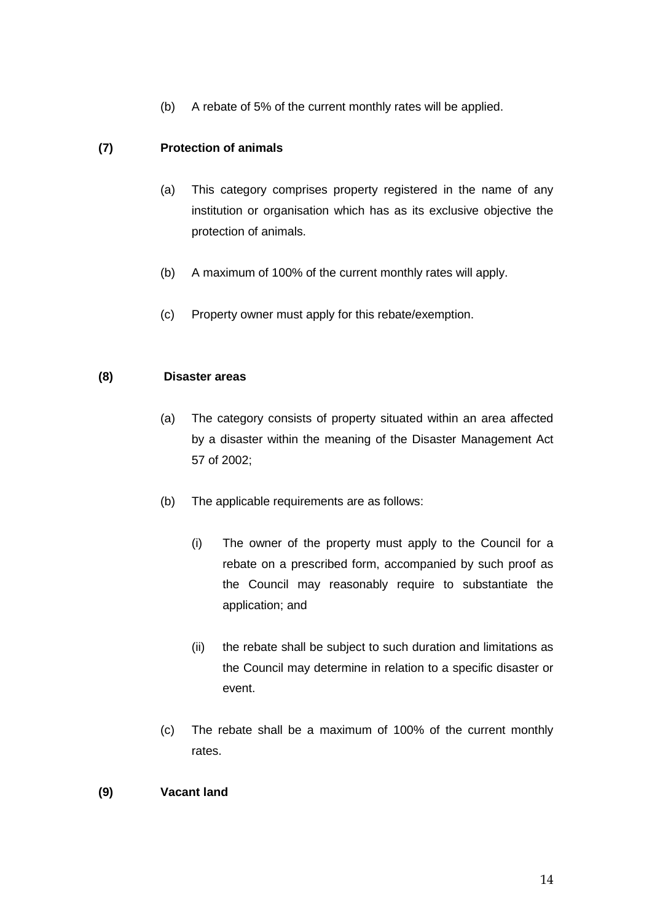(b) A rebate of 5% of the current monthly rates will be applied.

**(7) Protection of animals**

(a) This category comprises property registered in the name of any institution or organisation which has as its exclusive objective the protection of animals.

(b) A maximum of 100% of the current monthly rates will apply.

(c) Property owner must apply for this rebate/exemption.

**(8) Disaster areas**

(a) The category consists of property situated within an area affected by a disaster within the meaning of the Disaster Management Act 57 of 2002;

(b) The applicable requirements are as follows:

(i) The owner of the property must apply to the Council for a rebate on a prescribed form, accompanied by such proof as the Council may reasonably require to substantiate the application; and

(ii) the rebate shall be subject to such duration and limitations as the Council may determine in relation to a specific disaster or event.

(c) The rebate shall be a maximum of 100% of the current monthly rates.

**(9) Vacant land**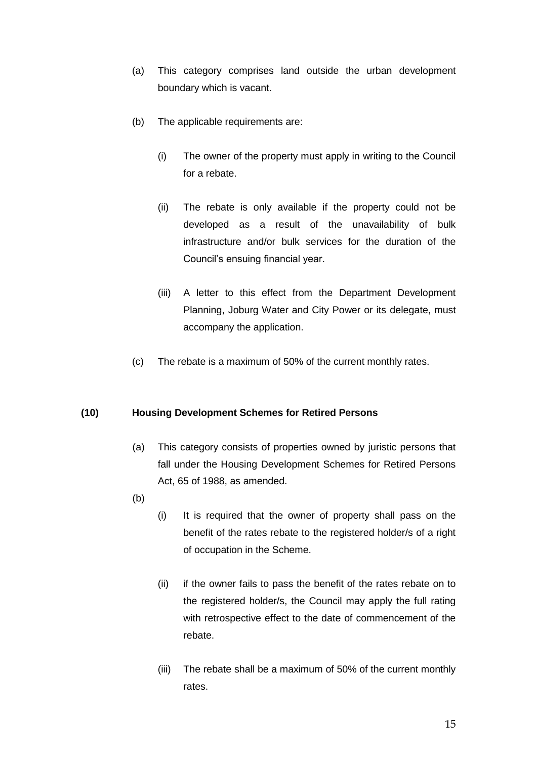(a) This category comprises land outside the urban development boundary which is vacant.

(b) The applicable requirements are:

   (i) The owner of the property must apply in writing to the Council for a rebate.

   (ii) The rebate is only available if the property could not be developed as a result of the unavailability of bulk infrastructure and/or bulk services for the duration of the Council's ensuing financial year.

   (iii) A letter to this effect from the Department Development Planning, Joburg Water and City Power or its delegate, must accompany the application.

(c) The rebate is a maximum of 50% of the current monthly rates.

**(10) Housing Development Schemes for Retired Persons**

(a) This category consists of properties owned by juristic persons that fall under the Housing Development Schemes for Retired Persons Act, 65 of 1988, as amended.

(b)

   (i) It is required that the owner of property shall pass on the benefit of the rates rebate to the registered holder/s of a right of occupation in the Scheme.

   (ii) if the owner fails to pass the benefit of the rates rebate on to the registered holder/s, the Council may apply the full rating with retrospective effect to the date of commencement of the rebate.

   (iii) The rebate shall be a maximum of 50% of the current monthly rates.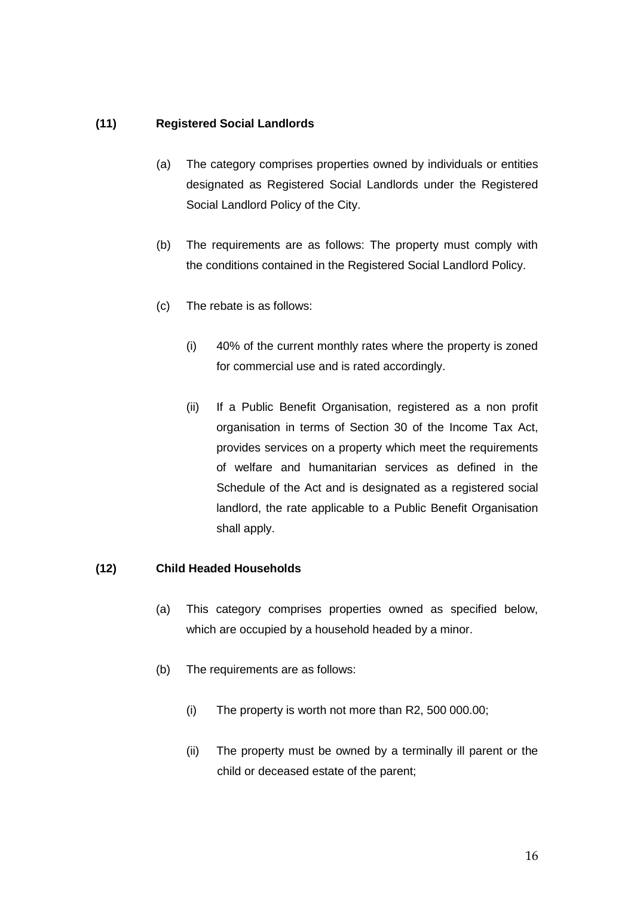**(11) Registered Social Landlords**

(a) The category comprises properties owned by individuals or entities designated as Registered Social Landlords under the Registered Social Landlord Policy of the City.

(b) The requirements are as follows: The property must comply with the conditions contained in the Registered Social Landlord Policy.

(c) The rebate is as follows:

(i) 40% of the current monthly rates where the property is zoned for commercial use and is rated accordingly.

(ii) If a Public Benefit Organisation, registered as a non profit organisation in terms of Section 30 of the Income Tax Act, provides services on a property which meet the requirements of welfare and humanitarian services as defined in the Schedule of the Act and is designated as a registered social landlord, the rate applicable to a Public Benefit Organisation shall apply.

**(12) Child Headed Households**

(a) This category comprises properties owned as specified below, which are occupied by a household headed by a minor.

(b) The requirements are as follows:

(i) The property is worth not more than R2, 500 000.00;

(ii) The property must be owned by a terminally ill parent or the child or deceased estate of the parent;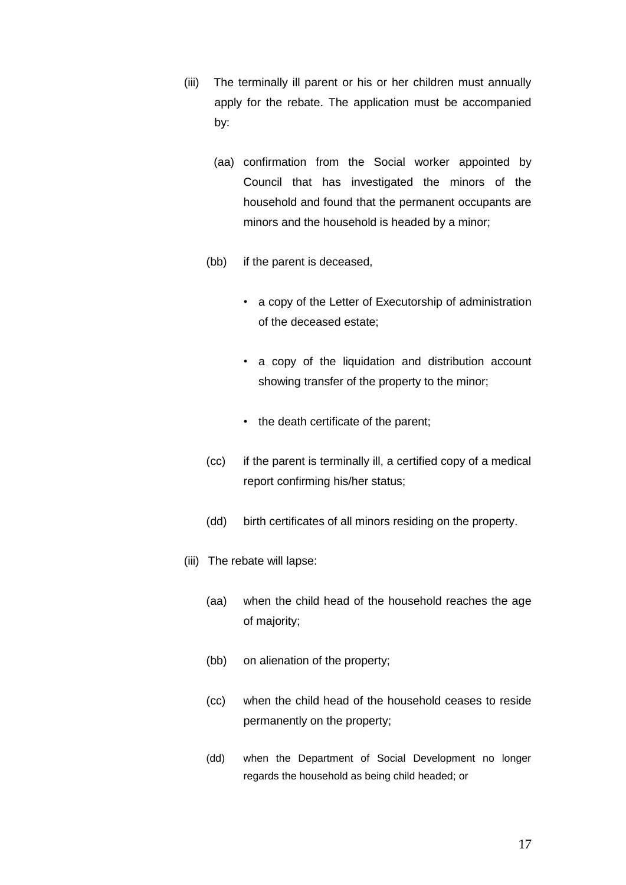(iii) The terminally ill parent or his or her children must annually apply for the rebate. The application must be accompanied by:

  (aa) confirmation from the Social worker appointed by Council that has investigated the minors of the household and found that the permanent occupants are minors and the household is headed by a minor;

  (bb) if the parent is deceased,

   - a copy of the Letter of Executorship of administration of the deceased estate;
   - a copy of the liquidation and distribution account showing transfer of the property to the minor;
   - the death certificate of the parent;

  (cc) if the parent is terminally ill, a certified copy of a medical report confirming his/her status;

  (dd) birth certificates of all minors residing on the property.

(iii) The rebate will lapse:

  (aa) when the child head of the household reaches the age of majority;

  (bb) on alienation of the property;

  (cc) when the child head of the household ceases to reside permanently on the property;

  (dd) when the Department of Social Development no longer regards the household as being child headed; or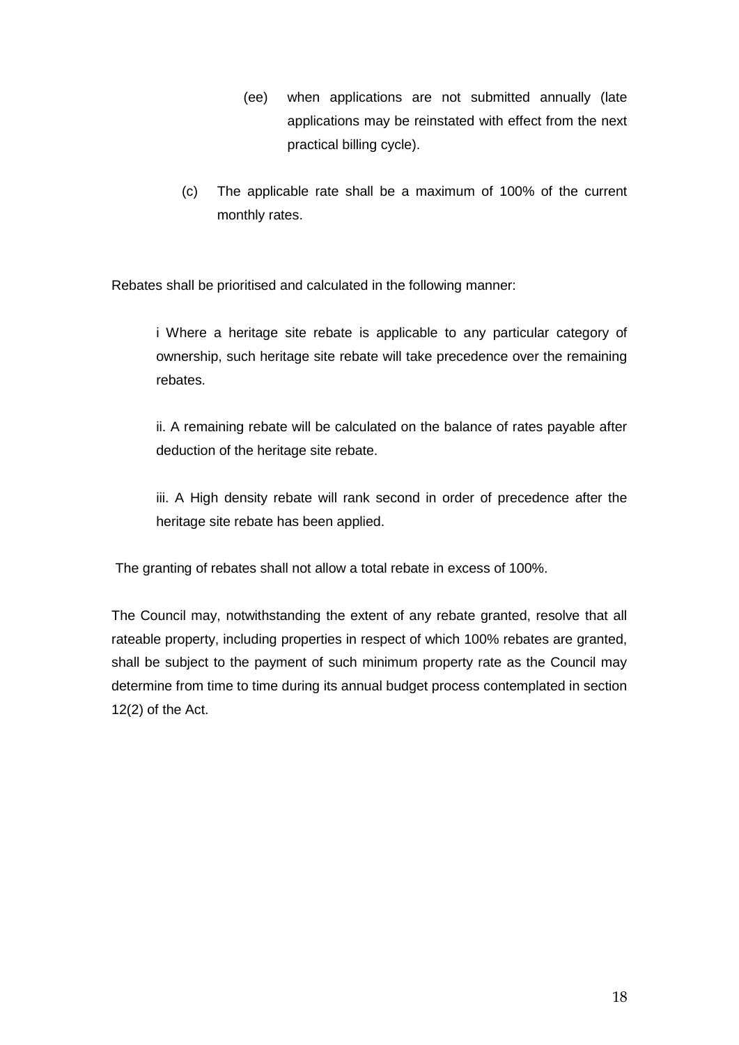(ee) when applications are not submitted annually (late applications may be reinstated with effect from the next practical billing cycle).

(c) The applicable rate shall be a maximum of 100% of the current monthly rates.

Rebates shall be prioritised and calculated in the following manner:

i Where a heritage site rebate is applicable to any particular category of ownership, such heritage site rebate will take precedence over the remaining rebates.

ii. A remaining rebate will be calculated on the balance of rates payable after deduction of the heritage site rebate.

iii. A High density rebate will rank second in order of precedence after the heritage site rebate has been applied.

The granting of rebates shall not allow a total rebate in excess of 100%.

The Council may, notwithstanding the extent of any rebate granted, resolve that all rateable property, including properties in respect of which 100% rebates are granted, shall be subject to the payment of such minimum property rate as the Council may determine from time to time during its annual budget process contemplated in section 12(2) of the Act.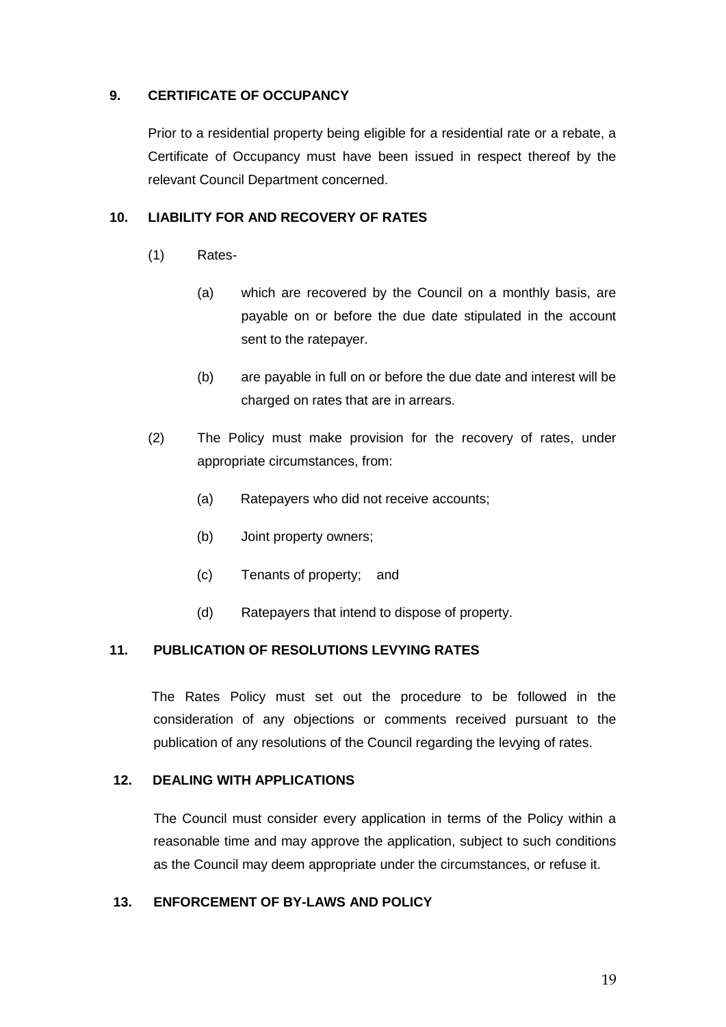## 9. CERTIFICATE OF OCCUPANCY

Prior to a residential property being eligible for a residential rate or a rebate, a Certificate of Occupancy must have been issued in respect thereof by the relevant Council Department concerned.

## 10. LIABILITY FOR AND RECOVERY OF RATES

(1) Rates-

(a) which are recovered by the Council on a monthly basis, are payable on or before the due date stipulated in the account sent to the ratepayer.

(b) are payable in full on or before the due date and interest will be charged on rates that are in arrears.

(2) The Policy must make provision for the recovery of rates, under appropriate circumstances, from:

(a) Ratepayers who did not receive accounts;

(b) Joint property owners;

(c) Tenants of property; and

(d) Ratepayers that intend to dispose of property.

## 11. PUBLICATION OF RESOLUTIONS LEVYING RATES

The Rates Policy must set out the procedure to be followed in the consideration of any objections or comments received pursuant to the publication of any resolutions of the Council regarding the levying of rates.

## 12. DEALING WITH APPLICATIONS

The Council must consider every application in terms of the Policy within a reasonable time and may approve the application, subject to such conditions as the Council may deem appropriate under the circumstances, or refuse it.

## 13. ENFORCEMENT OF BY-LAWS AND POLICY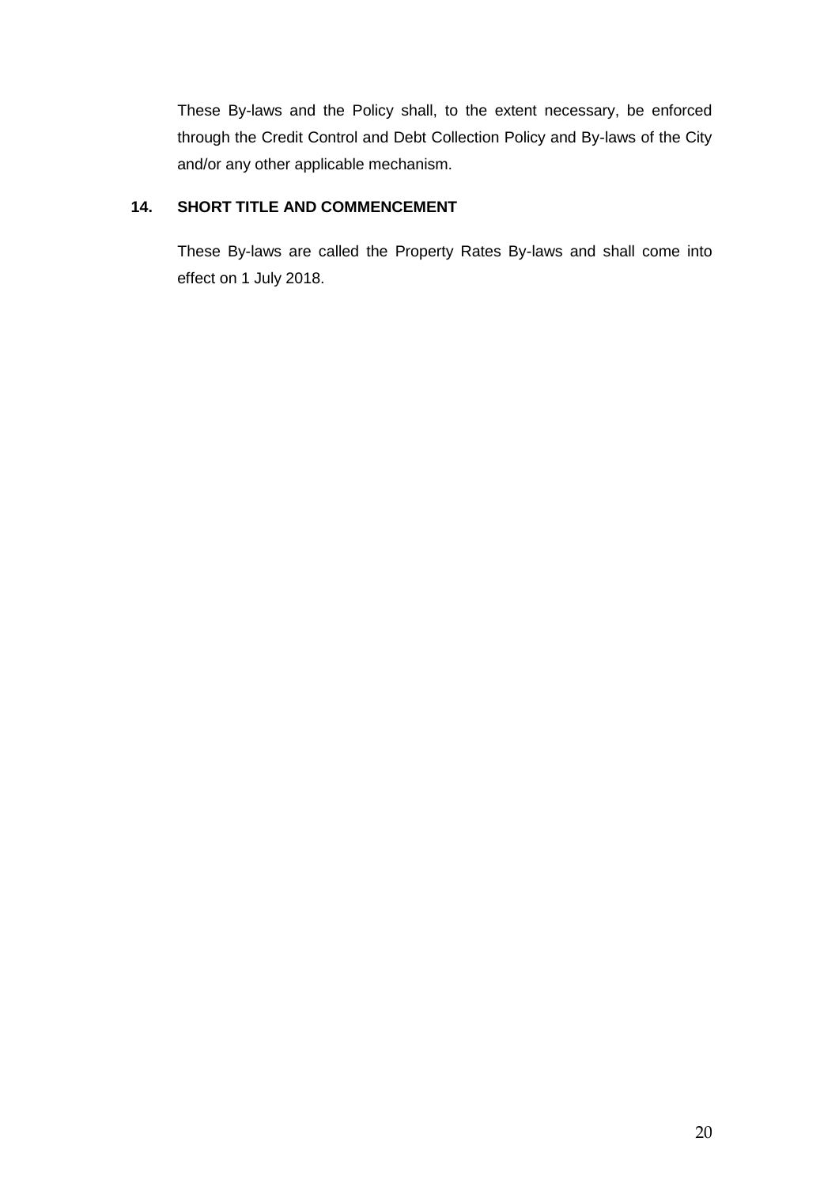These By-laws and the Policy shall, to the extent necessary, be enforced through the Credit Control and Debt Collection Policy and By-laws of the City and/or any other applicable mechanism.

## 14. SHORT TITLE AND COMMENCEMENT

These By-laws are called the Property Rates By-laws and shall come into effect on 1 July 2018.